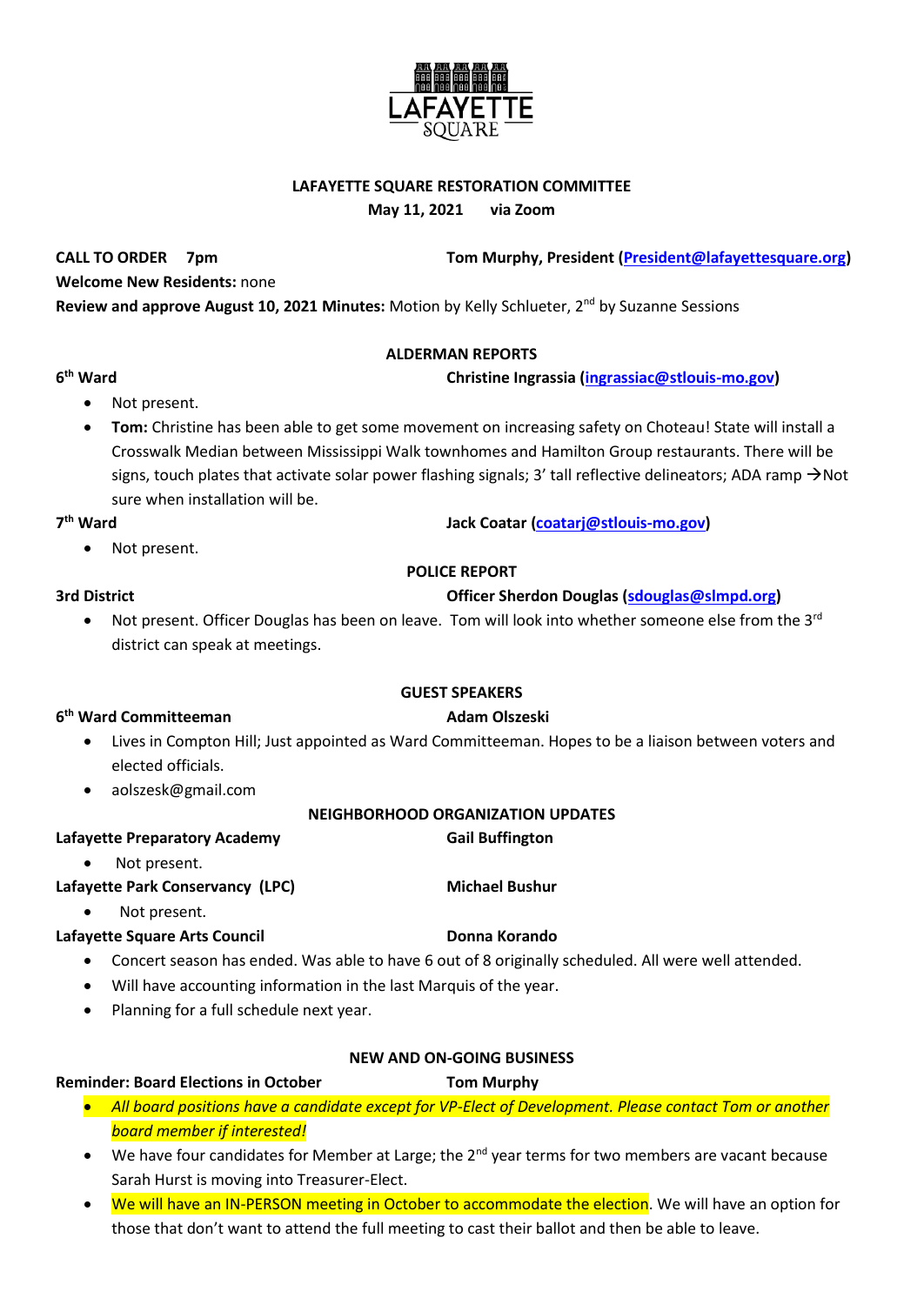**LAFAYETTE SQUARE RESTORATION COMMITTEE**
**May 11, 2021 via Zoom**

**CALL TO ORDER 7pm** **Tom Murphy, President (President@lafayettesquare.org)**

**Welcome New Residents:** none

**Review and approve August 10, 2021 Minutes:** Motion by Kelly Schlueter, 2nd by Suzanne Sessions

## ALDERMAN REPORTS

**6th Ward** **Christine Ingrassia (ingrassiac@stlouis-mo.gov)**

- Not present.
- **Tom:** Christine has been able to get some movement on increasing safety on Choteau! State will install a Crosswalk Median between Mississippi Walk townhomes and Hamilton Group restaurants. There will be signs, touch plates that activate solar power flashing signals; 3' tall reflective delineators; ADA ramp →Not sure when installation will be.

**7th Ward** **Jack Coatar (coatarj@stlouis-mo.gov)**

- Not present.

## POLICE REPORT

**3rd District** **Officer Sherdon Douglas (sdouglas@slmpd.org)**

- Not present. Officer Douglas has been on leave. Tom will look into whether someone else from the 3rd district can speak at meetings.

## GUEST SPEAKERS

**6th Ward Committeeman** **Adam Olszeski**

- Lives in Compton Hill; Just appointed as Ward Committeeman. Hopes to be a liaison between voters and elected officials.
- aolszesk@gmail.com

## NEIGHBORHOOD ORGANIZATION UPDATES

**Lafayette Preparatory Academy** **Gail Buffington**

- Not present.

**Lafayette Park Conservancy (LPC)** **Michael Bushur**

- Not present.

**Lafayette Square Arts Council** **Donna Korando**

- Concert season has ended. Was able to have 6 out of 8 originally scheduled. All were well attended.
- Will have accounting information in the last Marquis of the year.
- Planning for a full schedule next year.

## NEW AND ON-GOING BUSINESS

**Reminder: Board Elections in October** **Tom Murphy**

- *All board positions have a candidate except for VP-Elect of Development. Please contact Tom or another board member if interested!*
- We have four candidates for Member at Large; the 2nd year terms for two members are vacant because Sarah Hurst is moving into Treasurer-Elect.
- We will have an IN-PERSON meeting in October to accommodate the election. We will have an option for those that don't want to attend the full meeting to cast their ballot and then be able to leave.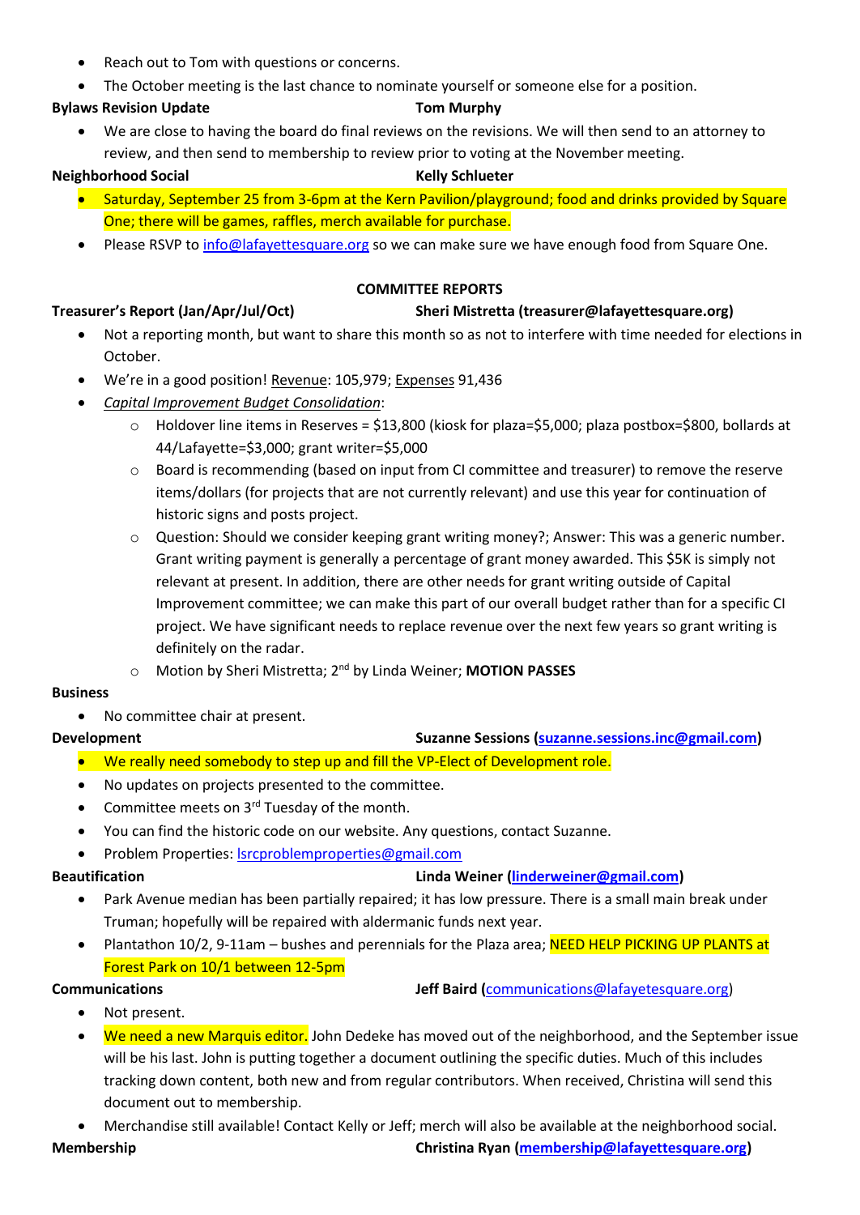- Reach out to Tom with questions or concerns.
- The October meeting is the last chance to nominate yourself or someone else for a position.

**Bylaws Revision Update** **Tom Murphy**

- We are close to having the board do final reviews on the revisions. We will then send to an attorney to review, and then send to membership to review prior to voting at the November meeting.

**Neighborhood Social** **Kelly Schlueter**

- Saturday, September 25 from 3-6pm at the Kern Pavilion/playground; food and drinks provided by Square One; there will be games, raffles, merch available for purchase.
- Please RSVP to info@lafayettesquare.org so we can make sure we have enough food from Square One.

**COMMITTEE REPORTS**

**Treasurer's Report (Jan/Apr/Jul/Oct)** **Sheri Mistretta (treasurer@lafayettesquare.org)**

- Not a reporting month, but want to share this month so as not to interfere with time needed for elections in October.
- We're in a good position! Revenue: 105,979; Expenses 91,436
- *Capital Improvement Budget Consolidation*:
  - Holdover line items in Reserves = $13,800 (kiosk for plaza=$5,000; plaza postbox=$800, bollards at 44/Lafayette=$3,000; grant writer=$5,000
  - Board is recommending (based on input from CI committee and treasurer) to remove the reserve items/dollars (for projects that are not currently relevant) and use this year for continuation of historic signs and posts project.
  - Question: Should we consider keeping grant writing money?; Answer: This was a generic number. Grant writing payment is generally a percentage of grant money awarded. This $5K is simply not relevant at present. In addition, there are other needs for grant writing outside of Capital Improvement committee; we can make this part of our overall budget rather than for a specific CI project. We have significant needs to replace revenue over the next few years so grant writing is definitely on the radar.
  - Motion by Sheri Mistretta; 2nd by Linda Weiner; **MOTION PASSES**

**Business**

- No committee chair at present.

**Development** **Suzanne Sessions (suzanne.sessions.inc@gmail.com)**

- We really need somebody to step up and fill the VP-Elect of Development role.
- No updates on projects presented to the committee.
- Committee meets on 3rd Tuesday of the month.
- You can find the historic code on our website. Any questions, contact Suzanne.
- Problem Properties: lsrcproblemproperties@gmail.com

**Beautification** **Linda Weiner (linderweiner@gmail.com)**

- Park Avenue median has been partially repaired; it has low pressure. There is a small main break under Truman; hopefully will be repaired with aldermanic funds next year.
- Plantathon 10/2, 9-11am – bushes and perennials for the Plaza area; NEED HELP PICKING UP PLANTS at Forest Park on 10/1 between 12-5pm

**Communications** **Jeff Baird (communications@lafayetesquare.org)**

- Not present.
- We need a new Marquis editor. John Dedeke has moved out of the neighborhood, and the September issue will be his last. John is putting together a document outlining the specific duties. Much of this includes tracking down content, both new and from regular contributors. When received, Christina will send this document out to membership.
- Merchandise still available! Contact Kelly or Jeff; merch will also be available at the neighborhood social.

**Membership** **Christina Ryan (membership@lafayettesquare.org)**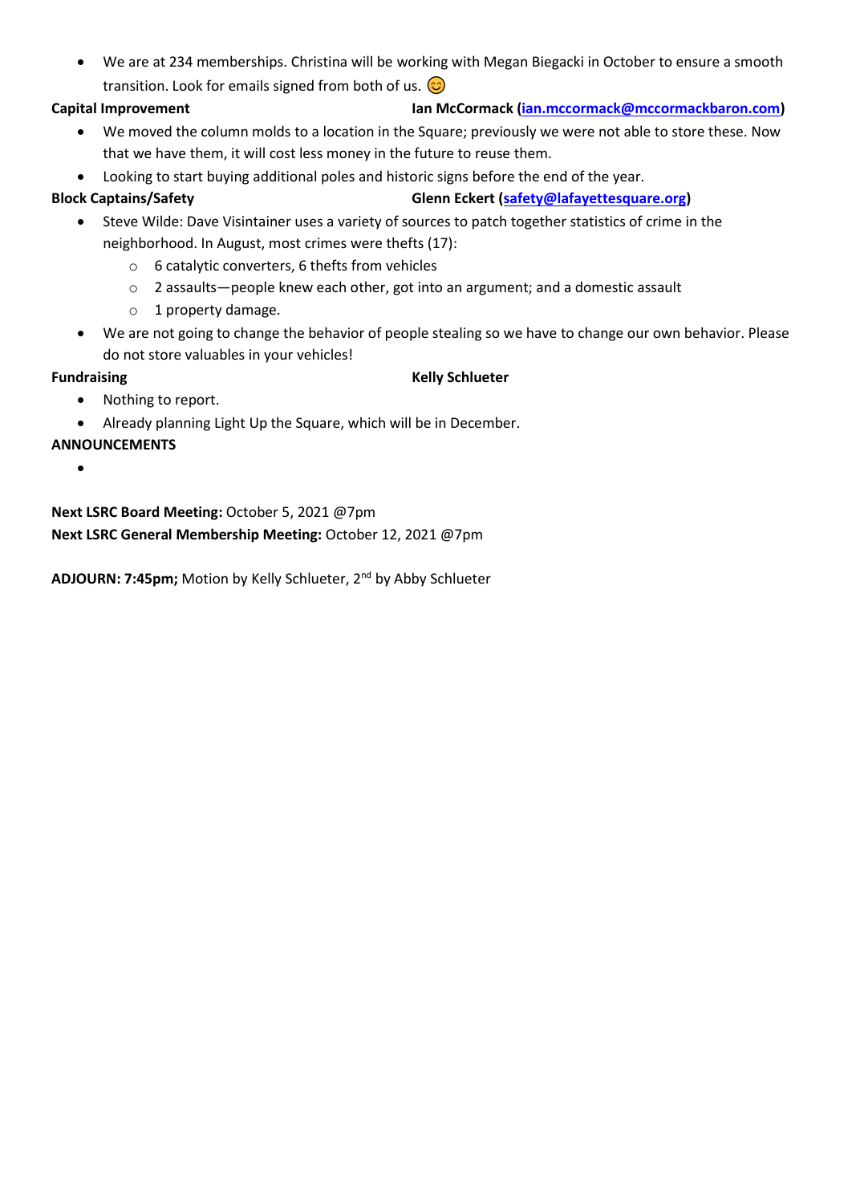- We are at 234 memberships. Christina will be working with Megan Biegacki in October to ensure a smooth transition. Look for emails signed from both of us. 😊

**Capital Improvement** **Ian McCormack (ian.mccormack@mccormackbaron.com)**

- We moved the column molds to a location in the Square; previously we were not able to store these. Now that we have them, it will cost less money in the future to reuse them.
- Looking to start buying additional poles and historic signs before the end of the year.

**Block Captains/Safety** **Glenn Eckert (safety@lafayettesquare.org)**

- Steve Wilde: Dave Visintainer uses a variety of sources to patch together statistics of crime in the neighborhood. In August, most crimes were thefts (17):
  - 6 catalytic converters, 6 thefts from vehicles
  - 2 assaults—people knew each other, got into an argument; and a domestic assault
  - 1 property damage.
- We are not going to change the behavior of people stealing so we have to change our own behavior. Please do not store valuables in your vehicles!

**Fundraising** **Kelly Schlueter**

- Nothing to report.
- Already planning Light Up the Square, which will be in December.

**ANNOUNCEMENTS**

- 

**Next LSRC Board Meeting:** October 5, 2021 @7pm
**Next LSRC General Membership Meeting:** October 12, 2021 @7pm

**ADJOURN: 7:45pm;** Motion by Kelly Schlueter, 2nd by Abby Schlueter